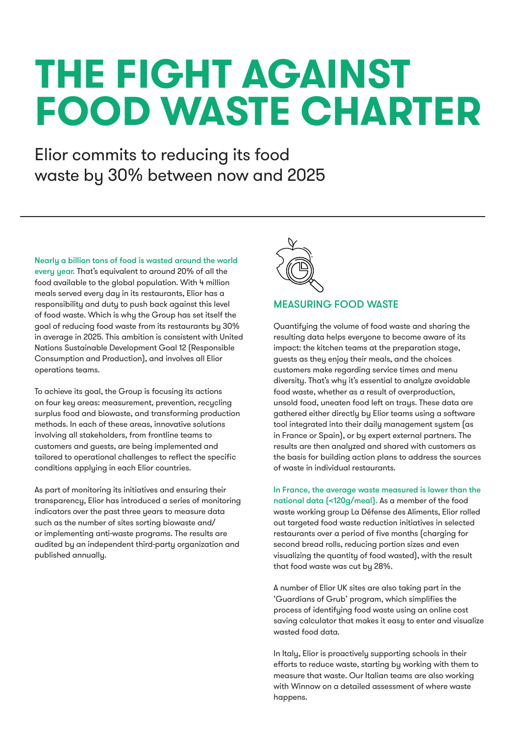# THE FIGHT AGAINST FOOD WASTE CHARTER

Elior commits to reducing its food waste by 30% between now and 2025

---

Nearly a billion tons of food is wasted around the world every year. That's equivalent to around 20% of all the food available to the global population. With 4 million meals served every day in its restaurants, Elior has a responsibility and duty to push back against this level of food waste. Which is why the Group has set itself the goal of reducing food waste from its restaurants by 30% in average in 2025. This ambition is consistent with United Nations Sustainable Development Goal 12 (Responsible Consumption and Production), and involves all Elior operations teams.

To achieve its goal, the Group is focusing its actions on four key areas: measurement, prevention, recycling surplus food and biowaste, and transforming production methods. In each of these areas, innovative solutions involving all stakeholders, from frontline teams to customers and guests, are being implemented and tailored to operational challenges to reflect the specific conditions applying in each Elior countries.

As part of monitoring its initiatives and ensuring their transparency, Elior has introduced a series of monitoring indicators over the past three years to measure data such as the number of sites sorting biowaste and/or implementing anti-waste programs. The results are audited by an independent third-party organization and published annually.

## MEASURING FOOD WASTE

Quantifying the volume of food waste and sharing the resulting data helps everyone to become aware of its impact: the kitchen teams at the preparation stage, guests as they enjoy their meals, and the choices customers make regarding service times and menu diversity. That's why it's essential to analyze avoidable food waste, whether as a result of overproduction, unsold food, uneaten food left on trays. These data are gathered either directly by Elior teams using a software tool integrated into their daily management system (as in France or Spain), or by expert external partners. The results are then analyzed and shared with customers as the basis for building action plans to address the sources of waste in individual restaurants.

In France, the average waste measured is lower than the national data (<120g/meal). As a member of the food waste working group La Défense des Aliments, Elior rolled out targeted food waste reduction initiatives in selected restaurants over a period of five months (charging for second bread rolls, reducing portion sizes and even visualizing the quantity of food wasted), with the result that food waste was cut by 28%.

A number of Elior UK sites are also taking part in the 'Guardians of Grub' program, which simplifies the process of identifying food waste using an online cost saving calculator that makes it easy to enter and visualize wasted food data.

In Italy, Elior is proactively supporting schools in their efforts to reduce waste, starting by working with them to measure that waste. Our Italian teams are also working with Winnow on a detailed assessment of where waste happens.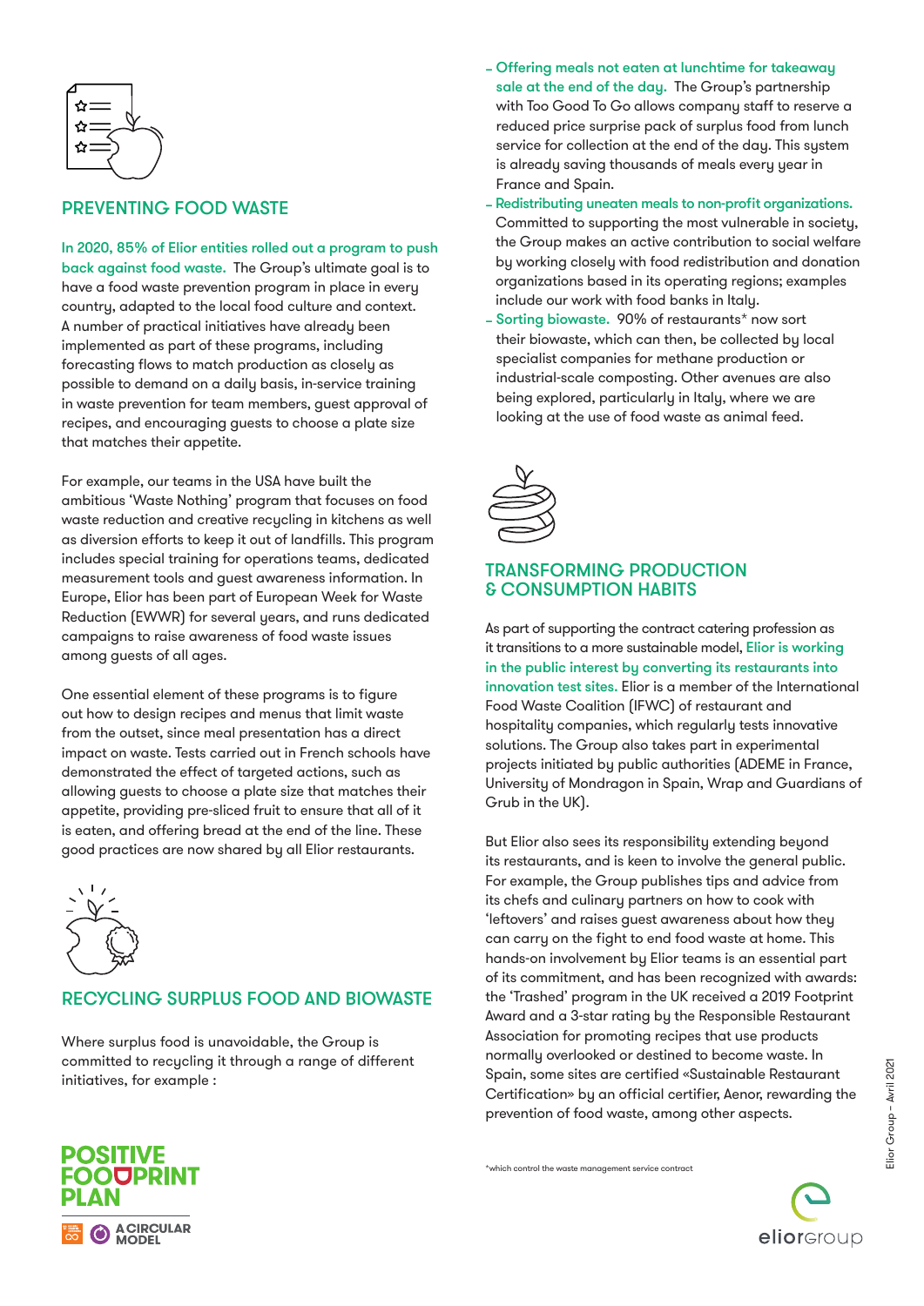## PREVENTING FOOD WASTE

**In 2020, 85% of Elior entities rolled out a program to push back against food waste.** The Group's ultimate goal is to have a food waste prevention program in place in every country, adapted to the local food culture and context. A number of practical initiatives have already been implemented as part of these programs, including forecasting flows to match production as closely as possible to demand on a daily basis, in-service training in waste prevention for team members, guest approval of recipes, and encouraging guests to choose a plate size that matches their appetite.

For example, our teams in the USA have built the ambitious 'Waste Nothing' program that focuses on food waste reduction and creative recycling in kitchens as well as diversion efforts to keep it out of landfills. This program includes special training for operations teams, dedicated measurement tools and guest awareness information. In Europe, Elior has been part of European Week for Waste Reduction (EWWR) for several years, and runs dedicated campaigns to raise awareness of food waste issues among guests of all ages.

One essential element of these programs is to figure out how to design recipes and menus that limit waste from the outset, since meal presentation has a direct impact on waste. Tests carried out in French schools have demonstrated the effect of targeted actions, such as allowing guests to choose a plate size that matches their appetite, providing pre-sliced fruit to ensure that all of it is eaten, and offering bread at the end of the line. These good practices are now shared by all Elior restaurants.

## RECYCLING SURPLUS FOOD AND BIOWASTE

Where surplus food is unavoidable, the Group is committed to recycling it through a range of different initiatives, for example :

- **Offering meals not eaten at lunchtime for takeaway sale at the end of the day.** The Group's partnership with Too Good To Go allows company staff to reserve a reduced price surprise pack of surplus food from lunch service for collection at the end of the day. This system is already saving thousands of meals every year in France and Spain.
- **Redistributing uneaten meals to non-profit organizations.** Committed to supporting the most vulnerable in society, the Group makes an active contribution to social welfare by working closely with food redistribution and donation organizations based in its operating regions; examples include our work with food banks in Italy.
- **Sorting biowaste.** 90% of restaurants* now sort their biowaste, which can then, be collected by local specialist companies for methane production or industrial-scale composting. Other avenues are also being explored, particularly in Italy, where we are looking at the use of food waste as animal feed.

## TRANSFORMING PRODUCTION & CONSUMPTION HABITS

As part of supporting the contract catering profession as it transitions to a more sustainable model, **Elior is working in the public interest by converting its restaurants into innovation test sites.** Elior is a member of the International Food Waste Coalition (IFWC) of restaurant and hospitality companies, which regularly tests innovative solutions. The Group also takes part in experimental projects initiated by public authorities (ADEME in France, University of Mondragon in Spain, Wrap and Guardians of Grub in the UK).

But Elior also sees its responsibility extending beyond its restaurants, and is keen to involve the general public. For example, the Group publishes tips and advice from its chefs and culinary partners on how to cook with 'leftovers' and raises guest awareness about how they can carry on the fight to end food waste at home. This hands-on involvement by Elior teams is an essential part of its commitment, and has been recognized with awards: the 'Trashed' program in the UK received a 2019 Footprint Award and a 3-star rating by the Responsible Restaurant Association for promoting recipes that use products normally overlooked or destined to become waste. In Spain, some sites are certified «Sustainable Restaurant Certification» by an official certifier, Aenor, rewarding the prevention of food waste, among other aspects.

*which control the waste management service contract